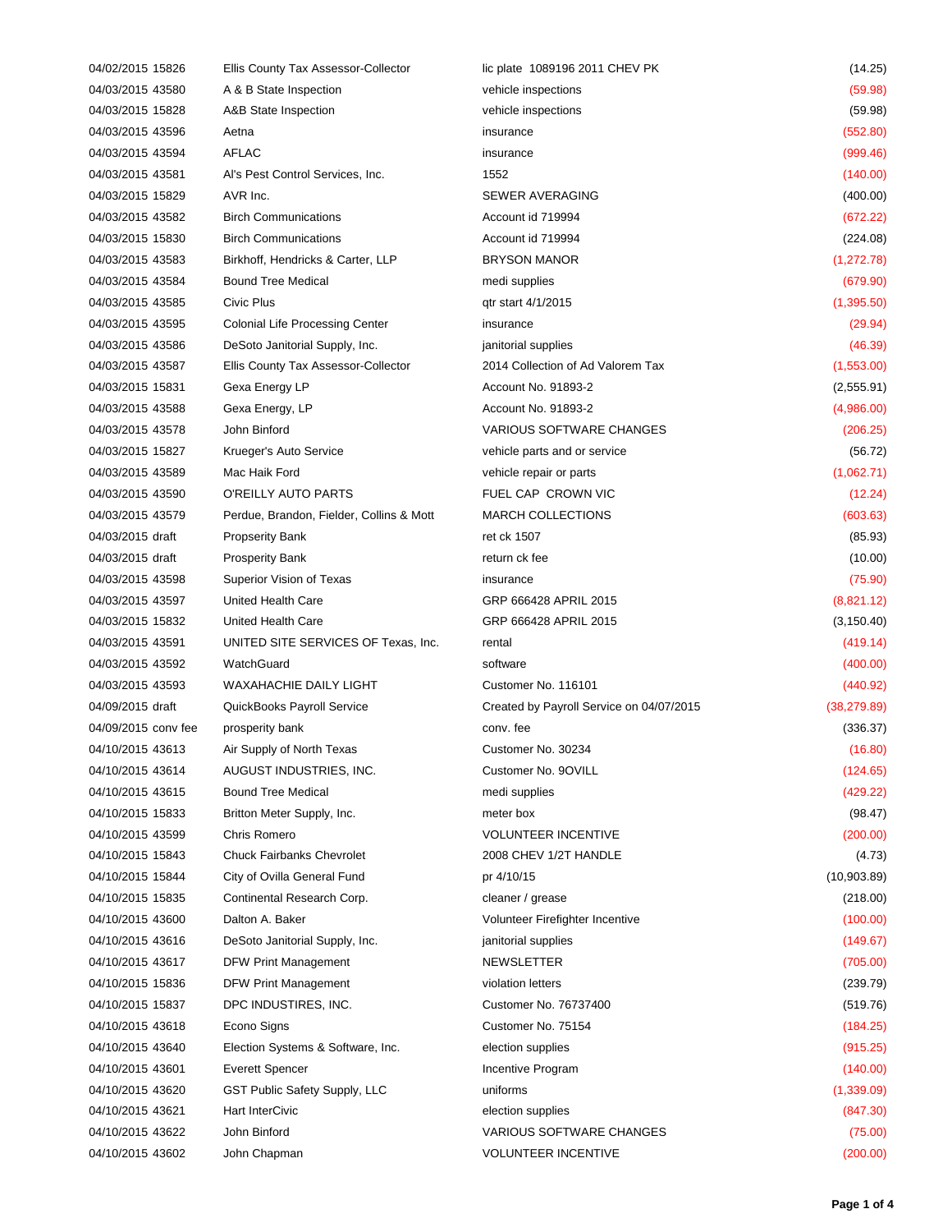| | | | | |
|---|---|---|---|---|
| 04/02/2015 | 15826 | Ellis County Tax Assessor-Collector | lic plate 1089196 2011 CHEV PK | (14.25) |
| 04/03/2015 | 43580 | A & B State Inspection | vehicle inspections | (59.98) |
| 04/03/2015 | 15828 | A&B State Inspection | vehicle inspections | (59.98) |
| 04/03/2015 | 43596 | Aetna | insurance | (552.80) |
| 04/03/2015 | 43594 | AFLAC | insurance | (999.46) |
| 04/03/2015 | 43581 | Al's Pest Control Services, Inc. | 1552 | (140.00) |
| 04/03/2015 | 15829 | AVR Inc. | SEWER AVERAGING | (400.00) |
| 04/03/2015 | 43582 | Birch Communications | Account id 719994 | (672.22) |
| 04/03/2015 | 15830 | Birch Communications | Account id 719994 | (224.08) |
| 04/03/2015 | 43583 | Birkhoff, Hendricks & Carter, LLP | BRYSON MANOR | (1,272.78) |
| 04/03/2015 | 43584 | Bound Tree Medical | medi supplies | (679.90) |
| 04/03/2015 | 43585 | Civic Plus | qtr start 4/1/2015 | (1,395.50) |
| 04/03/2015 | 43595 | Colonial Life Processing Center | insurance | (29.94) |
| 04/03/2015 | 43586 | DeSoto Janitorial Supply, Inc. | janitorial supplies | (46.39) |
| 04/03/2015 | 43587 | Ellis County Tax Assessor-Collector | 2014 Collection of Ad Valorem Tax | (1,553.00) |
| 04/03/2015 | 15831 | Gexa Energy LP | Account No. 91893-2 | (2,555.91) |
| 04/03/2015 | 43588 | Gexa Energy, LP | Account No. 91893-2 | (4,986.00) |
| 04/03/2015 | 43578 | John Binford | VARIOUS SOFTWARE CHANGES | (206.25) |
| 04/03/2015 | 15827 | Krueger's Auto Service | vehicle parts and or service | (56.72) |
| 04/03/2015 | 43589 | Mac Haik Ford | vehicle repair or parts | (1,062.71) |
| 04/03/2015 | 43590 | O'REILLY AUTO PARTS | FUEL CAP CROWN VIC | (12.24) |
| 04/03/2015 | 43579 | Perdue, Brandon, Fielder, Collins & Mott | MARCH COLLECTIONS | (603.63) |
| 04/03/2015 | draft | Propserity Bank | ret ck 1507 | (85.93) |
| 04/03/2015 | draft | Prosperity Bank | return ck fee | (10.00) |
| 04/03/2015 | 43598 | Superior Vision of Texas | insurance | (75.90) |
| 04/03/2015 | 43597 | United Health Care | GRP 666428 APRIL 2015 | (8,821.12) |
| 04/03/2015 | 15832 | United Health Care | GRP 666428 APRIL 2015 | (3,150.40) |
| 04/03/2015 | 43591 | UNITED SITE SERVICES OF Texas, Inc. | rental | (419.14) |
| 04/03/2015 | 43592 | WatchGuard | software | (400.00) |
| 04/03/2015 | 43593 | WAXAHACHIE DAILY LIGHT | Customer No. 116101 | (440.92) |
| 04/09/2015 | draft | QuickBooks Payroll Service | Created by Payroll Service on 04/07/2015 | (38,279.89) |
| 04/09/2015 | conv fee | prosperity bank | conv. fee | (336.37) |
| 04/10/2015 | 43613 | Air Supply of North Texas | Customer No. 30234 | (16.80) |
| 04/10/2015 | 43614 | AUGUST INDUSTRIES, INC. | Customer No. 9OVILL | (124.65) |
| 04/10/2015 | 43615 | Bound Tree Medical | medi supplies | (429.22) |
| 04/10/2015 | 15833 | Britton Meter Supply, Inc. | meter box | (98.47) |
| 04/10/2015 | 43599 | Chris Romero | VOLUNTEER INCENTIVE | (200.00) |
| 04/10/2015 | 15843 | Chuck Fairbanks Chevrolet | 2008 CHEV 1/2T HANDLE | (4.73) |
| 04/10/2015 | 15844 | City of Ovilla General Fund | pr 4/10/15 | (10,903.89) |
| 04/10/2015 | 15835 | Continental Research Corp. | cleaner / grease | (218.00) |
| 04/10/2015 | 43600 | Dalton A. Baker | Volunteer Firefighter Incentive | (100.00) |
| 04/10/2015 | 43616 | DeSoto Janitorial Supply, Inc. | janitorial supplies | (149.67) |
| 04/10/2015 | 43617 | DFW Print Management | NEWSLETTER | (705.00) |
| 04/10/2015 | 15836 | DFW Print Management | violation letters | (239.79) |
| 04/10/2015 | 15837 | DPC INDUSTIRES, INC. | Customer No. 76737400 | (519.76) |
| 04/10/2015 | 43618 | Econo Signs | Customer No. 75154 | (184.25) |
| 04/10/2015 | 43640 | Election Systems & Software, Inc. | election supplies | (915.25) |
| 04/10/2015 | 43601 | Everett Spencer | Incentive Program | (140.00) |
| 04/10/2015 | 43620 | GST Public Safety Supply, LLC | uniforms | (1,339.09) |
| 04/10/2015 | 43621 | Hart InterCivic | election supplies | (847.30) |
| 04/10/2015 | 43622 | John Binford | VARIOUS SOFTWARE CHANGES | (75.00) |
| 04/10/2015 | 43602 | John Chapman | VOLUNTEER INCENTIVE | (200.00) |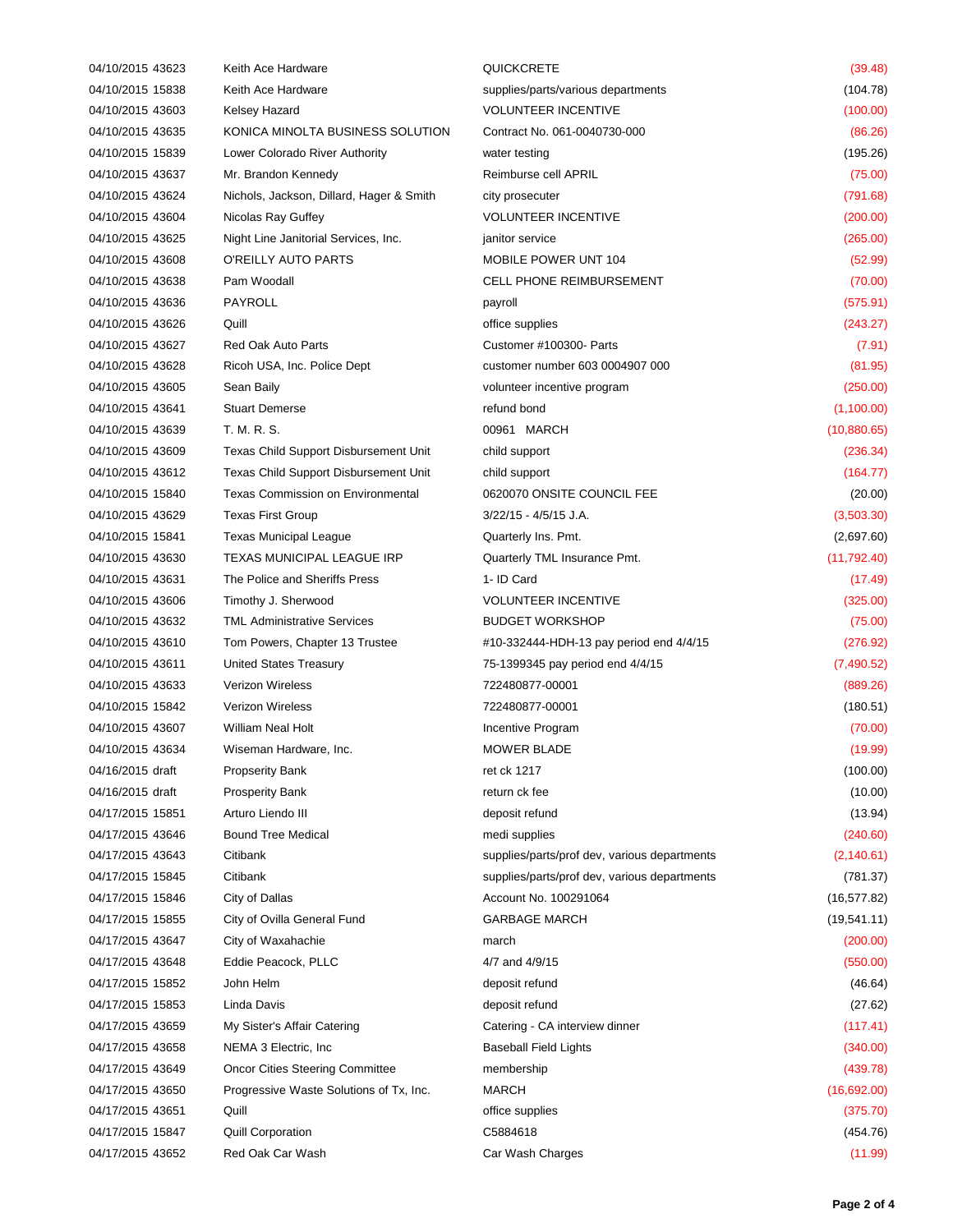| | | | |
|---|---|---|---|
| 04/10/2015 43623 | Keith Ace Hardware | QUICKCRETE | (39.48) |
| 04/10/2015 15838 | Keith Ace Hardware | supplies/parts/various departments | (104.78) |
| 04/10/2015 43603 | Kelsey Hazard | VOLUNTEER INCENTIVE | (100.00) |
| 04/10/2015 43635 | KONICA MINOLTA BUSINESS SOLUTION | Contract No. 061-0040730-000 | (86.26) |
| 04/10/2015 15839 | Lower Colorado River Authority | water testing | (195.26) |
| 04/10/2015 43637 | Mr. Brandon Kennedy | Reimburse cell APRIL | (75.00) |
| 04/10/2015 43624 | Nichols, Jackson, Dillard, Hager & Smith | city prosecuter | (791.68) |
| 04/10/2015 43604 | Nicolas Ray Guffey | VOLUNTEER INCENTIVE | (200.00) |
| 04/10/2015 43625 | Night Line Janitorial Services, Inc. | janitor service | (265.00) |
| 04/10/2015 43608 | O'REILLY AUTO PARTS | MOBILE POWER UNT 104 | (52.99) |
| 04/10/2015 43638 | Pam Woodall | CELL PHONE REIMBURSEMENT | (70.00) |
| 04/10/2015 43636 | PAYROLL | payroll | (575.91) |
| 04/10/2015 43626 | Quill | office supplies | (243.27) |
| 04/10/2015 43627 | Red Oak Auto Parts | Customer #100300- Parts | (7.91) |
| 04/10/2015 43628 | Ricoh USA, Inc. Police Dept | customer number 603 0004907 000 | (81.95) |
| 04/10/2015 43605 | Sean Baily | volunteer incentive program | (250.00) |
| 04/10/2015 43641 | Stuart Demerse | refund bond | (1,100.00) |
| 04/10/2015 43639 | T. M. R. S. | 00961 MARCH | (10,880.65) |
| 04/10/2015 43609 | Texas Child Support Disbursement Unit | child support | (236.34) |
| 04/10/2015 43612 | Texas Child Support Disbursement Unit | child support | (164.77) |
| 04/10/2015 15840 | Texas Commission on Environmental | 0620070 ONSITE COUNCIL FEE | (20.00) |
| 04/10/2015 43629 | Texas First Group | 3/22/15 - 4/5/15 J.A. | (3,503.30) |
| 04/10/2015 15841 | Texas Municipal League | Quarterly Ins. Pmt. | (2,697.60) |
| 04/10/2015 43630 | TEXAS MUNICIPAL LEAGUE IRP | Quarterly TML Insurance Pmt. | (11,792.40) |
| 04/10/2015 43631 | The Police and Sheriffs Press | 1- ID Card | (17.49) |
| 04/10/2015 43606 | Timothy J. Sherwood | VOLUNTEER INCENTIVE | (325.00) |
| 04/10/2015 43632 | TML Administrative Services | BUDGET WORKSHOP | (75.00) |
| 04/10/2015 43610 | Tom Powers, Chapter 13 Trustee | #10-332444-HDH-13 pay period end 4/4/15 | (276.92) |
| 04/10/2015 43611 | United States Treasury | 75-1399345 pay period end 4/4/15 | (7,490.52) |
| 04/10/2015 43633 | Verizon Wireless | 722480877-00001 | (889.26) |
| 04/10/2015 15842 | Verizon Wireless | 722480877-00001 | (180.51) |
| 04/10/2015 43607 | William Neal Holt | Incentive Program | (70.00) |
| 04/10/2015 43634 | Wiseman Hardware, Inc. | MOWER BLADE | (19.99) |
| 04/16/2015 draft | Propserity Bank | ret ck 1217 | (100.00) |
| 04/16/2015 draft | Prosperity Bank | return ck fee | (10.00) |
| 04/17/2015 15851 | Arturo Liendo III | deposit refund | (13.94) |
| 04/17/2015 43646 | Bound Tree Medical | medi supplies | (240.60) |
| 04/17/2015 43643 | Citibank | supplies/parts/prof dev, various departments | (2,140.61) |
| 04/17/2015 15845 | Citibank | supplies/parts/prof dev, various departments | (781.37) |
| 04/17/2015 15846 | City of Dallas | Account No. 100291064 | (16,577.82) |
| 04/17/2015 15855 | City of Ovilla General Fund | GARBAGE MARCH | (19,541.11) |
| 04/17/2015 43647 | City of Waxahachie | march | (200.00) |
| 04/17/2015 43648 | Eddie Peacock, PLLC | 4/7 and 4/9/15 | (550.00) |
| 04/17/2015 15852 | John Helm | deposit refund | (46.64) |
| 04/17/2015 15853 | Linda Davis | deposit refund | (27.62) |
| 04/17/2015 43659 | My Sister's Affair Catering | Catering - CA interview dinner | (117.41) |
| 04/17/2015 43658 | NEMA 3 Electric, Inc | Baseball Field Lights | (340.00) |
| 04/17/2015 43649 | Oncor Cities Steering Committee | membership | (439.78) |
| 04/17/2015 43650 | Progressive Waste Solutions of Tx, Inc. | MARCH | (16,692.00) |
| 04/17/2015 43651 | Quill | office supplies | (375.70) |
| 04/17/2015 15847 | Quill Corporation | C5884618 | (454.76) |
| 04/17/2015 43652 | Red Oak Car Wash | Car Wash Charges | (11.99) |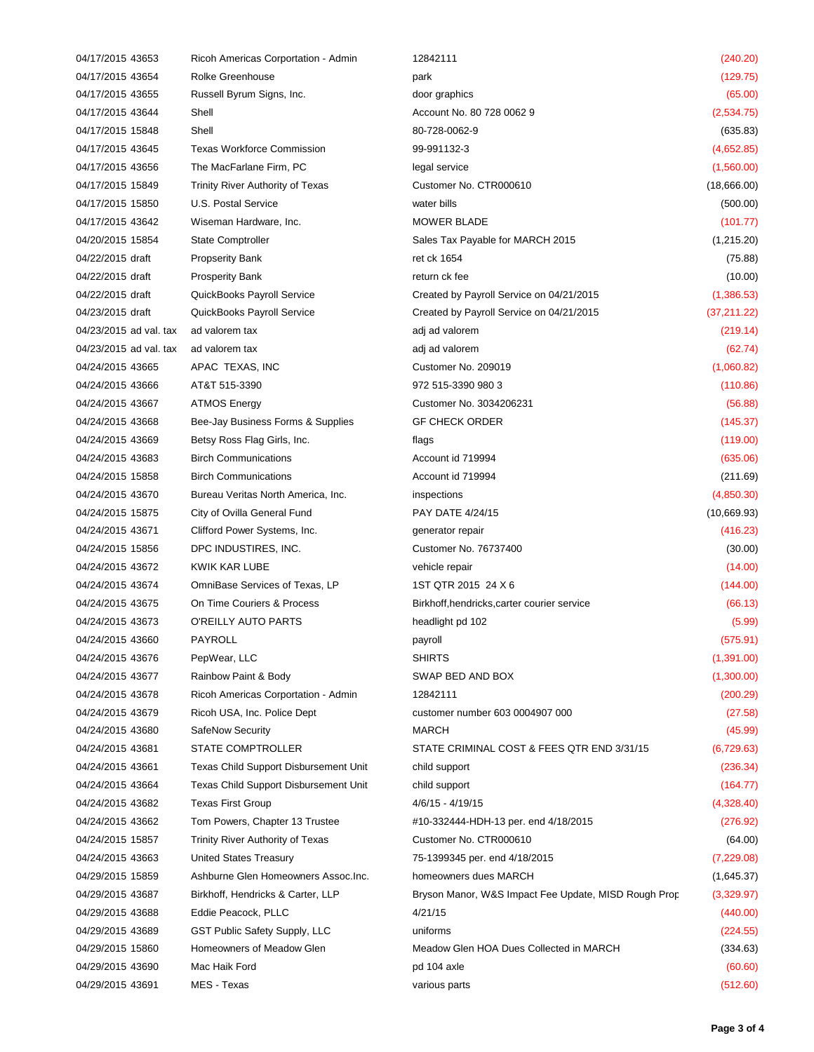| | | | |
|---|---|---|---|
| 04/17/2015 43653 | Ricoh Americas Corportation - Admin | 12842111 | (240.20) |
| 04/17/2015 43654 | Rolke Greenhouse | park | (129.75) |
| 04/17/2015 43655 | Russell Byrum Signs, Inc. | door graphics | (65.00) |
| 04/17/2015 43644 | Shell | Account No. 80 728 0062 9 | (2,534.75) |
| 04/17/2015 15848 | Shell | 80-728-0062-9 | (635.83) |
| 04/17/2015 43645 | Texas Workforce Commission | 99-991132-3 | (4,652.85) |
| 04/17/2015 43656 | The MacFarlane Firm, PC | legal service | (1,560.00) |
| 04/17/2015 15849 | Trinity River Authority of Texas | Customer No. CTR000610 | (18,666.00) |
| 04/17/2015 15850 | U.S. Postal Service | water bills | (500.00) |
| 04/17/2015 43642 | Wiseman Hardware, Inc. | MOWER BLADE | (101.77) |
| 04/20/2015 15854 | State Comptroller | Sales Tax Payable for MARCH 2015 | (1,215.20) |
| 04/22/2015 draft | Propserity Bank | ret ck 1654 | (75.88) |
| 04/22/2015 draft | Prosperity Bank | return ck fee | (10.00) |
| 04/22/2015 draft | QuickBooks Payroll Service | Created by Payroll Service on 04/21/2015 | (1,386.53) |
| 04/23/2015 draft | QuickBooks Payroll Service | Created by Payroll Service on 04/21/2015 | (37,211.22) |
| 04/23/2015 ad val. tax | ad valorem tax | adj ad valorem | (219.14) |
| 04/23/2015 ad val. tax | ad valorem tax | adj ad valorem | (62.74) |
| 04/24/2015 43665 | APAC TEXAS, INC | Customer No. 209019 | (1,060.82) |
| 04/24/2015 43666 | AT&T 515-3390 | 972 515-3390 980 3 | (110.86) |
| 04/24/2015 43667 | ATMOS Energy | Customer No. 3034206231 | (56.88) |
| 04/24/2015 43668 | Bee-Jay Business Forms & Supplies | GF CHECK ORDER | (145.37) |
| 04/24/2015 43669 | Betsy Ross Flag Girls, Inc. | flags | (119.00) |
| 04/24/2015 43683 | Birch Communications | Account id 719994 | (635.06) |
| 04/24/2015 15858 | Birch Communications | Account id 719994 | (211.69) |
| 04/24/2015 43670 | Bureau Veritas North America, Inc. | inspections | (4,850.30) |
| 04/24/2015 15875 | City of Ovilla General Fund | PAY DATE 4/24/15 | (10,669.93) |
| 04/24/2015 43671 | Clifford Power Systems, Inc. | generator repair | (416.23) |
| 04/24/2015 15856 | DPC INDUSTIRES, INC. | Customer No. 76737400 | (30.00) |
| 04/24/2015 43672 | KWIK KAR LUBE | vehicle repair | (14.00) |
| 04/24/2015 43674 | OmniBase Services of Texas, LP | 1ST QTR 2015 24 X 6 | (144.00) |
| 04/24/2015 43675 | On Time Couriers & Process | Birkhoff,hendricks,carter courier service | (66.13) |
| 04/24/2015 43673 | O'REILLY AUTO PARTS | headlight pd 102 | (5.99) |
| 04/24/2015 43660 | PAYROLL | payroll | (575.91) |
| 04/24/2015 43676 | PepWear, LLC | SHIRTS | (1,391.00) |
| 04/24/2015 43677 | Rainbow Paint & Body | SWAP BED AND BOX | (1,300.00) |
| 04/24/2015 43678 | Ricoh Americas Corportation - Admin | 12842111 | (200.29) |
| 04/24/2015 43679 | Ricoh USA, Inc. Police Dept | customer number 603 0004907 000 | (27.58) |
| 04/24/2015 43680 | SafeNow Security | MARCH | (45.99) |
| 04/24/2015 43681 | STATE COMPTROLLER | STATE CRIMINAL COST & FEES QTR END 3/31/15 | (6,729.63) |
| 04/24/2015 43661 | Texas Child Support Disbursement Unit | child support | (236.34) |
| 04/24/2015 43664 | Texas Child Support Disbursement Unit | child support | (164.77) |
| 04/24/2015 43682 | Texas First Group | 4/6/15 - 4/19/15 | (4,328.40) |
| 04/24/2015 43662 | Tom Powers, Chapter 13 Trustee | #10-332444-HDH-13 per. end 4/18/2015 | (276.92) |
| 04/24/2015 15857 | Trinity River Authority of Texas | Customer No. CTR000610 | (64.00) |
| 04/24/2015 43663 | United States Treasury | 75-1399345 per. end 4/18/2015 | (7,229.08) |
| 04/29/2015 15859 | Ashburne Glen Homeowners Assoc.Inc. | homeowners dues MARCH | (1,645.37) |
| 04/29/2015 43687 | Birkhoff, Hendricks & Carter, LLP | Bryson Manor, W&S Impact Fee Update, MISD Rough Prop | (3,329.97) |
| 04/29/2015 43688 | Eddie Peacock, PLLC | 4/21/15 | (440.00) |
| 04/29/2015 43689 | GST Public Safety Supply, LLC | uniforms | (224.55) |
| 04/29/2015 15860 | Homeowners of Meadow Glen | Meadow Glen HOA Dues Collected in MARCH | (334.63) |
| 04/29/2015 43690 | Mac Haik Ford | pd 104 axle | (60.60) |
| 04/29/2015 43691 | MES - Texas | various parts | (512.60) |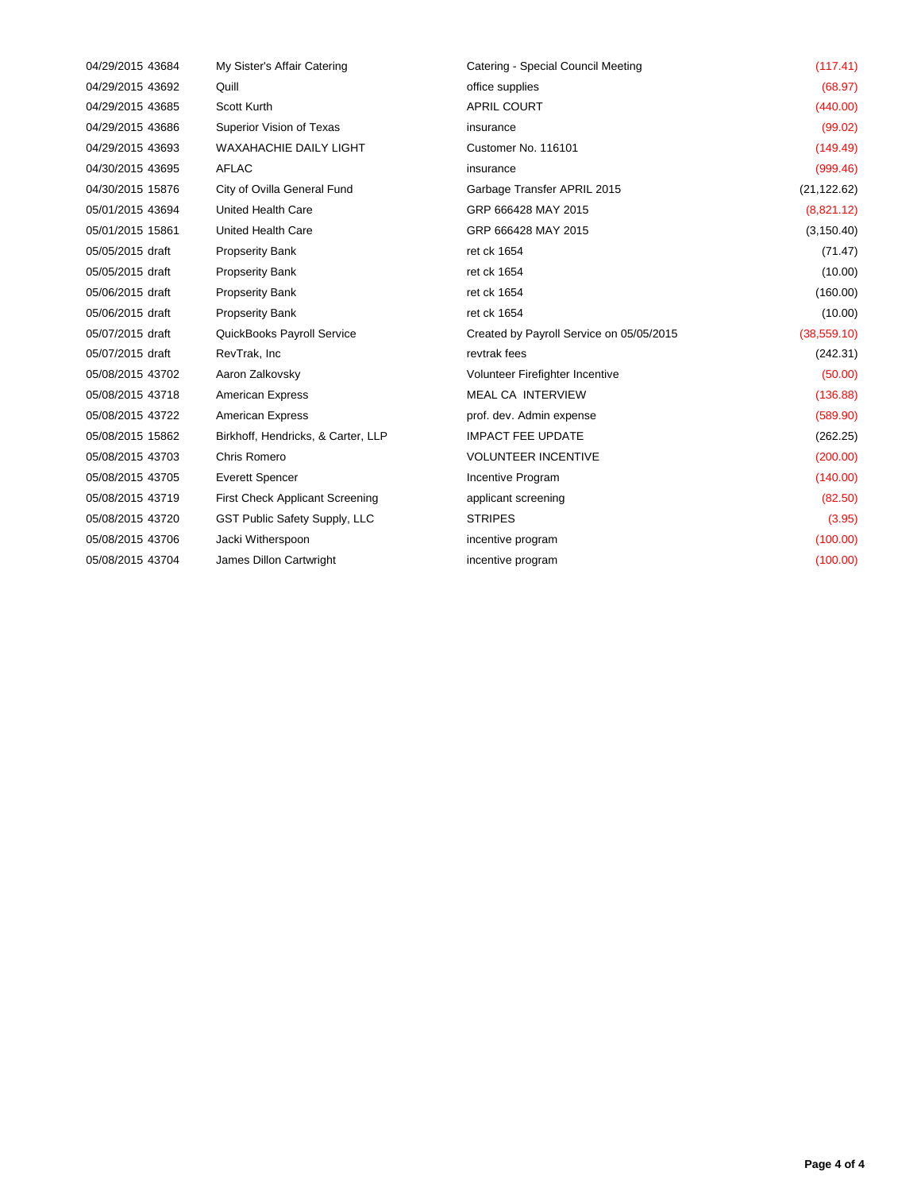| | | | | |
|---|---|---|---|---|
| 04/29/2015 | 43684 | My Sister's Affair Catering | Catering - Special Council Meeting | (117.41) |
| 04/29/2015 | 43692 | Quill | office supplies | (68.97) |
| 04/29/2015 | 43685 | Scott Kurth | APRIL COURT | (440.00) |
| 04/29/2015 | 43686 | Superior Vision of Texas | insurance | (99.02) |
| 04/29/2015 | 43693 | WAXAHACHIE DAILY LIGHT | Customer No. 116101 | (149.49) |
| 04/30/2015 | 43695 | AFLAC | insurance | (999.46) |
| 04/30/2015 | 15876 | City of Ovilla General Fund | Garbage Transfer APRIL 2015 | (21,122.62) |
| 05/01/2015 | 43694 | United Health Care | GRP 666428 MAY 2015 | (8,821.12) |
| 05/01/2015 | 15861 | United Health Care | GRP 666428 MAY 2015 | (3,150.40) |
| 05/05/2015 | draft | Propserity Bank | ret ck 1654 | (71.47) |
| 05/05/2015 | draft | Propserity Bank | ret ck 1654 | (10.00) |
| 05/06/2015 | draft | Propserity Bank | ret ck 1654 | (160.00) |
| 05/06/2015 | draft | Propserity Bank | ret ck 1654 | (10.00) |
| 05/07/2015 | draft | QuickBooks Payroll Service | Created by Payroll Service on 05/05/2015 | (38,559.10) |
| 05/07/2015 | draft | RevTrak, Inc | revtrak fees | (242.31) |
| 05/08/2015 | 43702 | Aaron Zalkovsky | Volunteer Firefighter Incentive | (50.00) |
| 05/08/2015 | 43718 | American Express | MEAL CA INTERVIEW | (136.88) |
| 05/08/2015 | 43722 | American Express | prof. dev. Admin expense | (589.90) |
| 05/08/2015 | 15862 | Birkhoff, Hendricks, & Carter, LLP | IMPACT FEE UPDATE | (262.25) |
| 05/08/2015 | 43703 | Chris Romero | VOLUNTEER INCENTIVE | (200.00) |
| 05/08/2015 | 43705 | Everett Spencer | Incentive Program | (140.00) |
| 05/08/2015 | 43719 | First Check Applicant Screening | applicant screening | (82.50) |
| 05/08/2015 | 43720 | GST Public Safety Supply, LLC | STRIPES | (3.95) |
| 05/08/2015 | 43706 | Jacki Witherspoon | incentive program | (100.00) |
| 05/08/2015 | 43704 | James Dillon Cartwright | incentive program | (100.00) |